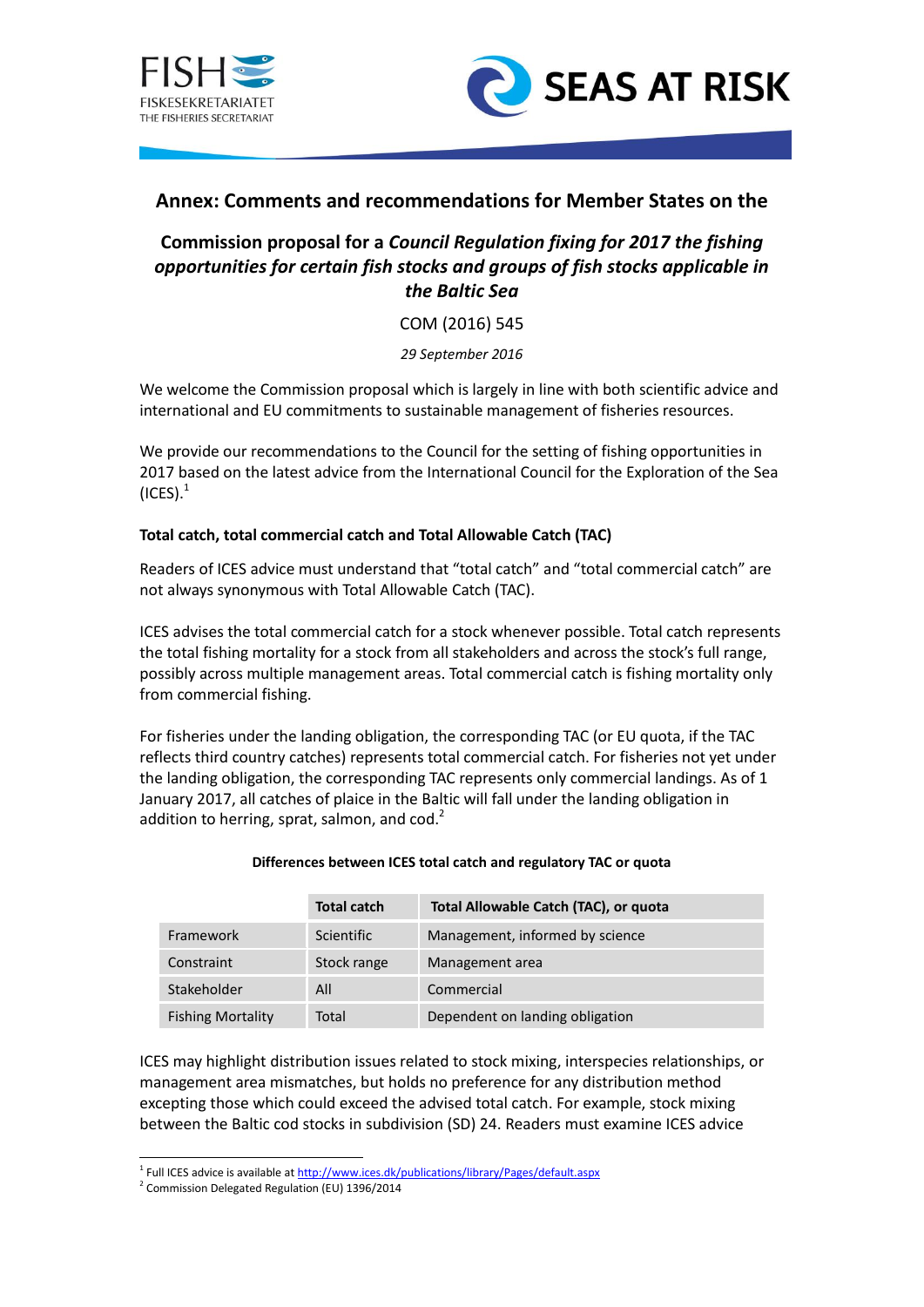FISH
FISKESEKRETARIATET
THE FISHERIES SECRETARIAT

SEAS AT RISK

## Annex: Comments and recommendations for Member States on the Commission proposal for a *Council Regulation fixing for 2017 the fishing opportunities for certain fish stocks and groups of fish stocks applicable in the Baltic Sea*

COM (2016) 545

*29 September 2016*

We welcome the Commission proposal which is largely in line with both scientific advice and international and EU commitments to sustainable management of fisheries resources.

We provide our recommendations to the Council for the setting of fishing opportunities in 2017 based on the latest advice from the International Council for the Exploration of the Sea (ICES).[1]

### Total catch, total commercial catch and Total Allowable Catch (TAC)

Readers of ICES advice must understand that "total catch" and "total commercial catch" are not always synonymous with Total Allowable Catch (TAC).

ICES advises the total commercial catch for a stock whenever possible. Total catch represents the total fishing mortality for a stock from all stakeholders and across the stock's full range, possibly across multiple management areas. Total commercial catch is fishing mortality only from commercial fishing.

For fisheries under the landing obligation, the corresponding TAC (or EU quota, if the TAC reflects third country catches) represents total commercial catch. For fisheries not yet under the landing obligation, the corresponding TAC represents only commercial landings. As of 1 January 2017, all catches of plaice in the Baltic will fall under the landing obligation in addition to herring, sprat, salmon, and cod.[2]

**Differences between ICES total catch and regulatory TAC or quota**

| | Total catch | Total Allowable Catch (TAC), or quota |
|---|---|---|
| Framework | Scientific | Management, informed by science |
| Constraint | Stock range | Management area |
| Stakeholder | All | Commercial |
| Fishing Mortality | Total | Dependent on landing obligation |

ICES may highlight distribution issues related to stock mixing, interspecies relationships, or management area mismatches, but holds no preference for any distribution method excepting those which could exceed the advised total catch. For example, stock mixing between the Baltic cod stocks in subdivision (SD) 24. Readers must examine ICES advice

---

[1] Full ICES advice is available at http://www.ices.dk/publications/library/Pages/default.aspx

[2] Commission Delegated Regulation (EU) 1396/2014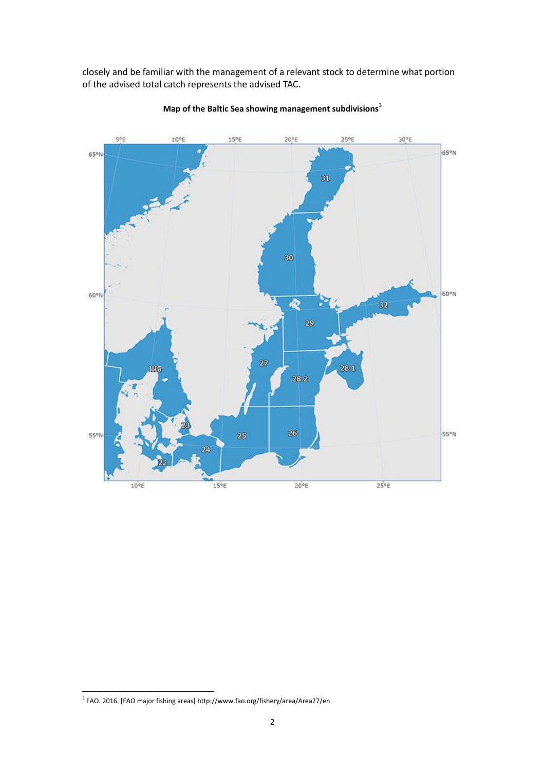closely and be familiar with the management of a relevant stock to determine what portion of the advised total catch represents the advised TAC.

**Map of the Baltic Sea showing management subdivisions**[3]

[3] FAO. 2016. [FAO major fishing areas] http://www.fao.org/fishery/area/Area27/en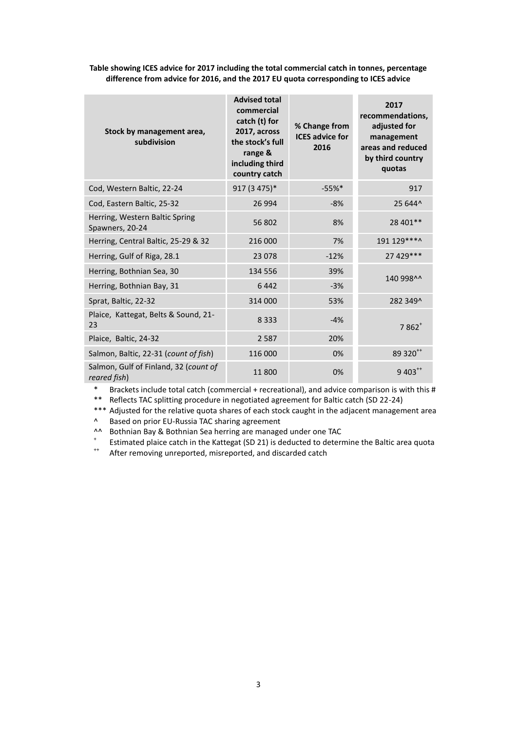**Table showing ICES advice for 2017 including the total commercial catch in tonnes, percentage difference from advice for 2016, and the 2017 EU quota corresponding to ICES advice**

| Stock by management area, subdivision | Advised total commercial catch (t) for 2017, across the stock's full range & including third country catch | % Change from ICES advice for 2016 | 2017 recommendations, adjusted for management areas and reduced by third country quotas |
|---|---|---|---|
| Cod, Western Baltic, 22-24 | 917 (3 475)* | -55%* | 917 |
| Cod, Eastern Baltic, 25-32 | 26 994 | -8% | 25 644^ |
| Herring, Western Baltic Spring Spawners, 20-24 | 56 802 | 8% | 28 401** |
| Herring, Central Baltic, 25-29 & 32 | 216 000 | 7% | 191 129***^ |
| Herring, Gulf of Riga, 28.1 | 23 078 | -12% | 27 429*** |
| Herring, Bothnian Sea, 30 | 134 556 | 39% | 140 998^^ |
| Herring, Bothnian Bay, 31 | 6 442 | -3% | |
| Sprat, Baltic, 22-32 | 314 000 | 53% | 282 349^ |
| Plaice, Kattegat, Belts & Sound, 21-23 | 8 333 | -4% | 7 862+ |
| Plaice, Baltic, 24-32 | 2 587 | 20% | |
| Salmon, Baltic, 22-31 (*count of fish*) | 116 000 | 0% | 89 320++ |
| Salmon, Gulf of Finland, 32 (*count of reared fish*) | 11 800 | 0% | 9 403++ |

\* Brackets include total catch (commercial + recreational), and advice comparison is with this #

** Reflects TAC splitting procedure in negotiated agreement for Baltic catch (SD 22-24)

*** Adjusted for the relative quota shares of each stock caught in the adjacent management area

^ Based on prior EU-Russia TAC sharing agreement

^^ Bothnian Bay & Bothnian Sea herring are managed under one TAC

+ Estimated plaice catch in the Kattegat (SD 21) is deducted to determine the Baltic area quota

++ After removing unreported, misreported, and discarded catch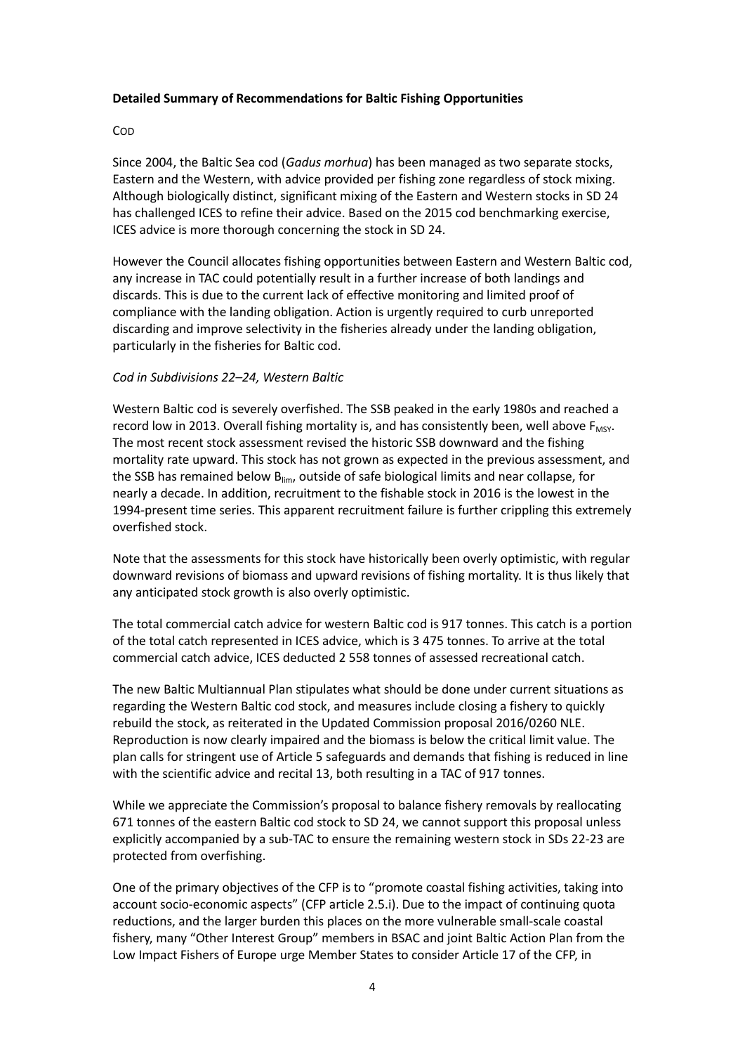**Detailed Summary of Recommendations for Baltic Fishing Opportunities**

COD

Since 2004, the Baltic Sea cod (*Gadus morhua*) has been managed as two separate stocks, Eastern and the Western, with advice provided per fishing zone regardless of stock mixing. Although biologically distinct, significant mixing of the Eastern and Western stocks in SD 24 has challenged ICES to refine their advice. Based on the 2015 cod benchmarking exercise, ICES advice is more thorough concerning the stock in SD 24.

However the Council allocates fishing opportunities between Eastern and Western Baltic cod, any increase in TAC could potentially result in a further increase of both landings and discards. This is due to the current lack of effective monitoring and limited proof of compliance with the landing obligation. Action is urgently required to curb unreported discarding and improve selectivity in the fisheries already under the landing obligation, particularly in the fisheries for Baltic cod.

*Cod in Subdivisions 22–24, Western Baltic*

Western Baltic cod is severely overfished. The SSB peaked in the early 1980s and reached a record low in 2013. Overall fishing mortality is, and has consistently been, well above $F_{MSY}$. The most recent stock assessment revised the historic SSB downward and the fishing mortality rate upward. This stock has not grown as expected in the previous assessment, and the SSB has remained below $B_{lim}$, outside of safe biological limits and near collapse, for nearly a decade. In addition, recruitment to the fishable stock in 2016 is the lowest in the 1994-present time series. This apparent recruitment failure is further crippling this extremely overfished stock.

Note that the assessments for this stock have historically been overly optimistic, with regular downward revisions of biomass and upward revisions of fishing mortality. It is thus likely that any anticipated stock growth is also overly optimistic.

The total commercial catch advice for western Baltic cod is 917 tonnes. This catch is a portion of the total catch represented in ICES advice, which is 3 475 tonnes. To arrive at the total commercial catch advice, ICES deducted 2 558 tonnes of assessed recreational catch.

The new Baltic Multiannual Plan stipulates what should be done under current situations as regarding the Western Baltic cod stock, and measures include closing a fishery to quickly rebuild the stock, as reiterated in the Updated Commission proposal 2016/0260 NLE. Reproduction is now clearly impaired and the biomass is below the critical limit value. The plan calls for stringent use of Article 5 safeguards and demands that fishing is reduced in line with the scientific advice and recital 13, both resulting in a TAC of 917 tonnes.

While we appreciate the Commission's proposal to balance fishery removals by reallocating 671 tonnes of the eastern Baltic cod stock to SD 24, we cannot support this proposal unless explicitly accompanied by a sub-TAC to ensure the remaining western stock in SDs 22-23 are protected from overfishing.

One of the primary objectives of the CFP is to "promote coastal fishing activities, taking into account socio-economic aspects" (CFP article 2.5.i). Due to the impact of continuing quota reductions, and the larger burden this places on the more vulnerable small-scale coastal fishery, many "Other Interest Group" members in BSAC and joint Baltic Action Plan from the Low Impact Fishers of Europe urge Member States to consider Article 17 of the CFP, in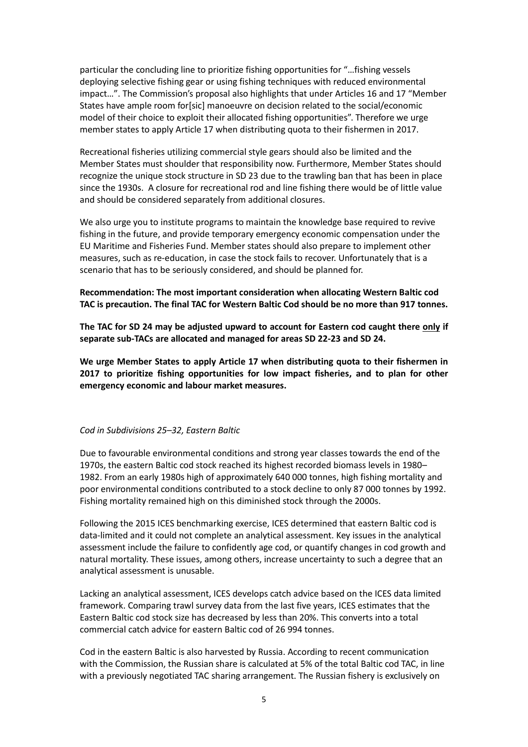particular the concluding line to prioritize fishing opportunities for "…fishing vessels deploying selective fishing gear or using fishing techniques with reduced environmental impact…". The Commission's proposal also highlights that under Articles 16 and 17 "Member States have ample room for[sic] manoeuvre on decision related to the social/economic model of their choice to exploit their allocated fishing opportunities". Therefore we urge member states to apply Article 17 when distributing quota to their fishermen in 2017.

Recreational fisheries utilizing commercial style gears should also be limited and the Member States must shoulder that responsibility now. Furthermore, Member States should recognize the unique stock structure in SD 23 due to the trawling ban that has been in place since the 1930s. A closure for recreational rod and line fishing there would be of little value and should be considered separately from additional closures.

We also urge you to institute programs to maintain the knowledge base required to revive fishing in the future, and provide temporary emergency economic compensation under the EU Maritime and Fisheries Fund. Member states should also prepare to implement other measures, such as re-education, in case the stock fails to recover. Unfortunately that is a scenario that has to be seriously considered, and should be planned for.

**Recommendation: The most important consideration when allocating Western Baltic cod TAC is precaution. The final TAC for Western Baltic Cod should be no more than 917 tonnes.**

**The TAC for SD 24 may be adjusted upward to account for Eastern cod caught there <u>only</u> if separate sub-TACs are allocated and managed for areas SD 22-23 and SD 24.**

**We urge Member States to apply Article 17 when distributing quota to their fishermen in 2017 to prioritize fishing opportunities for low impact fisheries, and to plan for other emergency economic and labour market measures.**

*Cod in Subdivisions 25–32, Eastern Baltic*

Due to favourable environmental conditions and strong year classes towards the end of the 1970s, the eastern Baltic cod stock reached its highest recorded biomass levels in 1980–1982. From an early 1980s high of approximately 640 000 tonnes, high fishing mortality and poor environmental conditions contributed to a stock decline to only 87 000 tonnes by 1992. Fishing mortality remained high on this diminished stock through the 2000s.

Following the 2015 ICES benchmarking exercise, ICES determined that eastern Baltic cod is data-limited and it could not complete an analytical assessment. Key issues in the analytical assessment include the failure to confidently age cod, or quantify changes in cod growth and natural mortality. These issues, among others, increase uncertainty to such a degree that an analytical assessment is unusable.

Lacking an analytical assessment, ICES develops catch advice based on the ICES data limited framework. Comparing trawl survey data from the last five years, ICES estimates that the Eastern Baltic cod stock size has decreased by less than 20%. This converts into a total commercial catch advice for eastern Baltic cod of 26 994 tonnes.

Cod in the eastern Baltic is also harvested by Russia. According to recent communication with the Commission, the Russian share is calculated at 5% of the total Baltic cod TAC, in line with a previously negotiated TAC sharing arrangement. The Russian fishery is exclusively on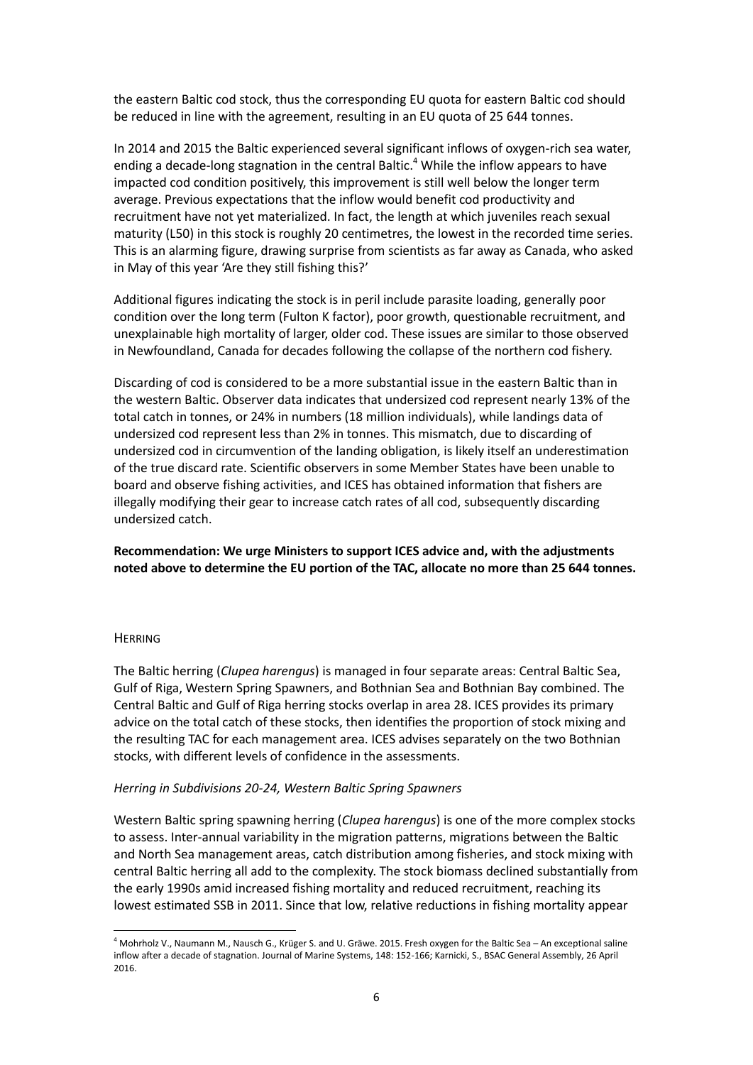the eastern Baltic cod stock, thus the corresponding EU quota for eastern Baltic cod should be reduced in line with the agreement, resulting in an EU quota of 25 644 tonnes.

In 2014 and 2015 the Baltic experienced several significant inflows of oxygen-rich sea water, ending a decade-long stagnation in the central Baltic.[4] While the inflow appears to have impacted cod condition positively, this improvement is still well below the longer term average. Previous expectations that the inflow would benefit cod productivity and recruitment have not yet materialized. In fact, the length at which juveniles reach sexual maturity (L50) in this stock is roughly 20 centimetres, the lowest in the recorded time series. This is an alarming figure, drawing surprise from scientists as far away as Canada, who asked in May of this year 'Are they still fishing this?'

Additional figures indicating the stock is in peril include parasite loading, generally poor condition over the long term (Fulton K factor), poor growth, questionable recruitment, and unexplainable high mortality of larger, older cod. These issues are similar to those observed in Newfoundland, Canada for decades following the collapse of the northern cod fishery.

Discarding of cod is considered to be a more substantial issue in the eastern Baltic than in the western Baltic. Observer data indicates that undersized cod represent nearly 13% of the total catch in tonnes, or 24% in numbers (18 million individuals), while landings data of undersized cod represent less than 2% in tonnes. This mismatch, due to discarding of undersized cod in circumvention of the landing obligation, is likely itself an underestimation of the true discard rate. Scientific observers in some Member States have been unable to board and observe fishing activities, and ICES has obtained information that fishers are illegally modifying their gear to increase catch rates of all cod, subsequently discarding undersized catch.

**Recommendation: We urge Ministers to support ICES advice and, with the adjustments noted above to determine the EU portion of the TAC, allocate no more than 25 644 tonnes.**

## HERRING

The Baltic herring (*Clupea harengus*) is managed in four separate areas: Central Baltic Sea, Gulf of Riga, Western Spring Spawners, and Bothnian Sea and Bothnian Bay combined. The Central Baltic and Gulf of Riga herring stocks overlap in area 28. ICES provides its primary advice on the total catch of these stocks, then identifies the proportion of stock mixing and the resulting TAC for each management area. ICES advises separately on the two Bothnian stocks, with different levels of confidence in the assessments.

### *Herring in Subdivisions 20-24, Western Baltic Spring Spawners*

Western Baltic spring spawning herring (*Clupea harengus*) is one of the more complex stocks to assess. Inter-annual variability in the migration patterns, migrations between the Baltic and North Sea management areas, catch distribution among fisheries, and stock mixing with central Baltic herring all add to the complexity. The stock biomass declined substantially from the early 1990s amid increased fishing mortality and reduced recruitment, reaching its lowest estimated SSB in 2011. Since that low, relative reductions in fishing mortality appear

[4] Mohrholz V., Naumann M., Nausch G., Krüger S. and U. Gräwe. 2015. Fresh oxygen for the Baltic Sea – An exceptional saline inflow after a decade of stagnation. Journal of Marine Systems, 148: 152-166; Karnicki, S., BSAC General Assembly, 26 April 2016.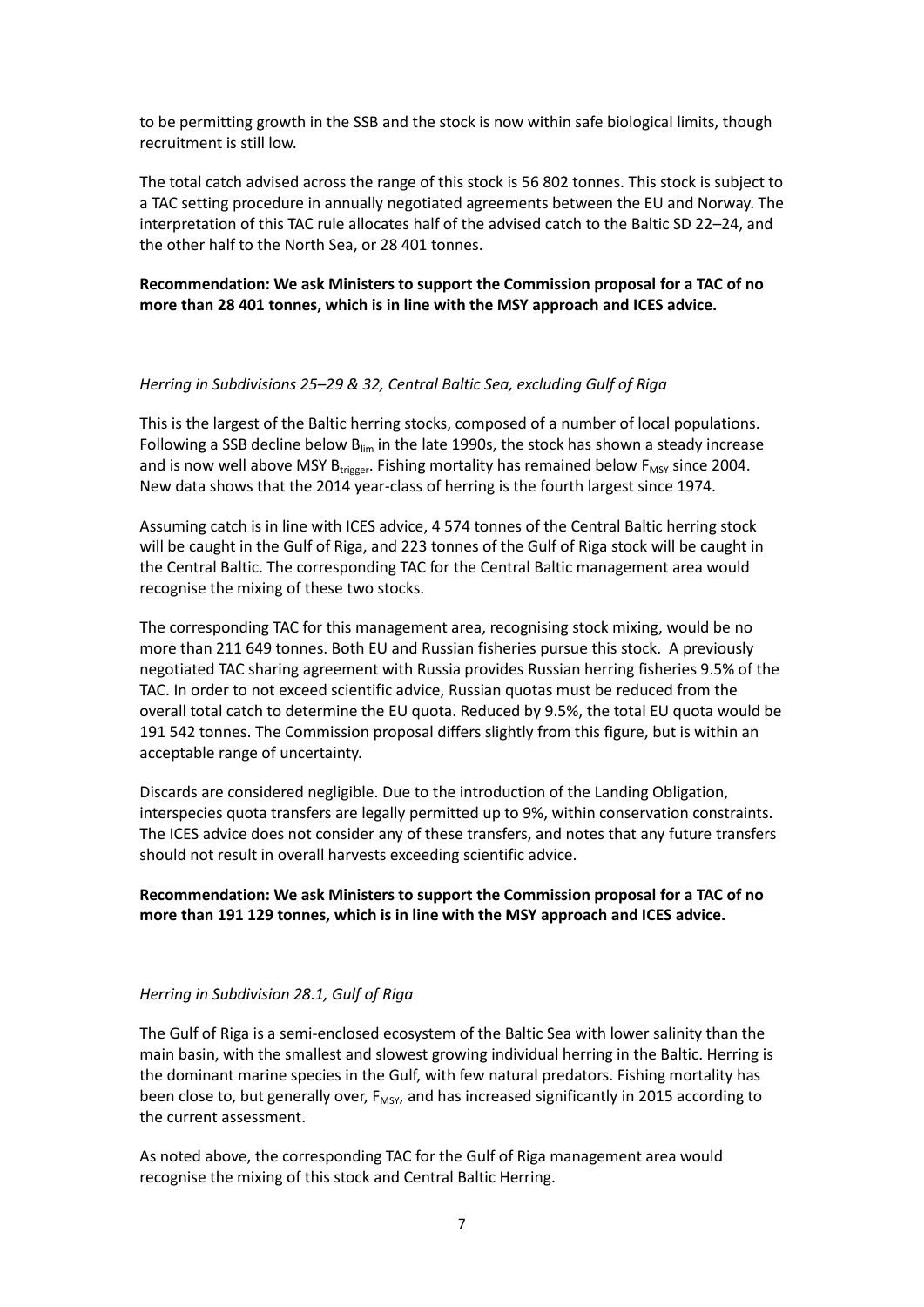to be permitting growth in the SSB and the stock is now within safe biological limits, though recruitment is still low.

The total catch advised across the range of this stock is 56 802 tonnes. This stock is subject to a TAC setting procedure in annually negotiated agreements between the EU and Norway. The interpretation of this TAC rule allocates half of the advised catch to the Baltic SD 22–24, and the other half to the North Sea, or 28 401 tonnes.

**Recommendation: We ask Ministers to support the Commission proposal for a TAC of no more than 28 401 tonnes, which is in line with the MSY approach and ICES advice.**

*Herring in Subdivisions 25–29 & 32, Central Baltic Sea, excluding Gulf of Riga*

This is the largest of the Baltic herring stocks, composed of a number of local populations. Following a SSB decline below $B_{lim}$ in the late 1990s, the stock has shown a steady increase and is now well above MSY $B_{trigger}$. Fishing mortality has remained below $F_{MSY}$ since 2004. New data shows that the 2014 year-class of herring is the fourth largest since 1974.

Assuming catch is in line with ICES advice, 4 574 tonnes of the Central Baltic herring stock will be caught in the Gulf of Riga, and 223 tonnes of the Gulf of Riga stock will be caught in the Central Baltic. The corresponding TAC for the Central Baltic management area would recognise the mixing of these two stocks.

The corresponding TAC for this management area, recognising stock mixing, would be no more than 211 649 tonnes. Both EU and Russian fisheries pursue this stock. A previously negotiated TAC sharing agreement with Russia provides Russian herring fisheries 9.5% of the TAC. In order to not exceed scientific advice, Russian quotas must be reduced from the overall total catch to determine the EU quota. Reduced by 9.5%, the total EU quota would be 191 542 tonnes. The Commission proposal differs slightly from this figure, but is within an acceptable range of uncertainty.

Discards are considered negligible. Due to the introduction of the Landing Obligation, interspecies quota transfers are legally permitted up to 9%, within conservation constraints. The ICES advice does not consider any of these transfers, and notes that any future transfers should not result in overall harvests exceeding scientific advice.

**Recommendation: We ask Ministers to support the Commission proposal for a TAC of no more than 191 129 tonnes, which is in line with the MSY approach and ICES advice.**

*Herring in Subdivision 28.1, Gulf of Riga*

The Gulf of Riga is a semi-enclosed ecosystem of the Baltic Sea with lower salinity than the main basin, with the smallest and slowest growing individual herring in the Baltic. Herring is the dominant marine species in the Gulf, with few natural predators. Fishing mortality has been close to, but generally over, $F_{MSY}$, and has increased significantly in 2015 according to the current assessment.

As noted above, the corresponding TAC for the Gulf of Riga management area would recognise the mixing of this stock and Central Baltic Herring.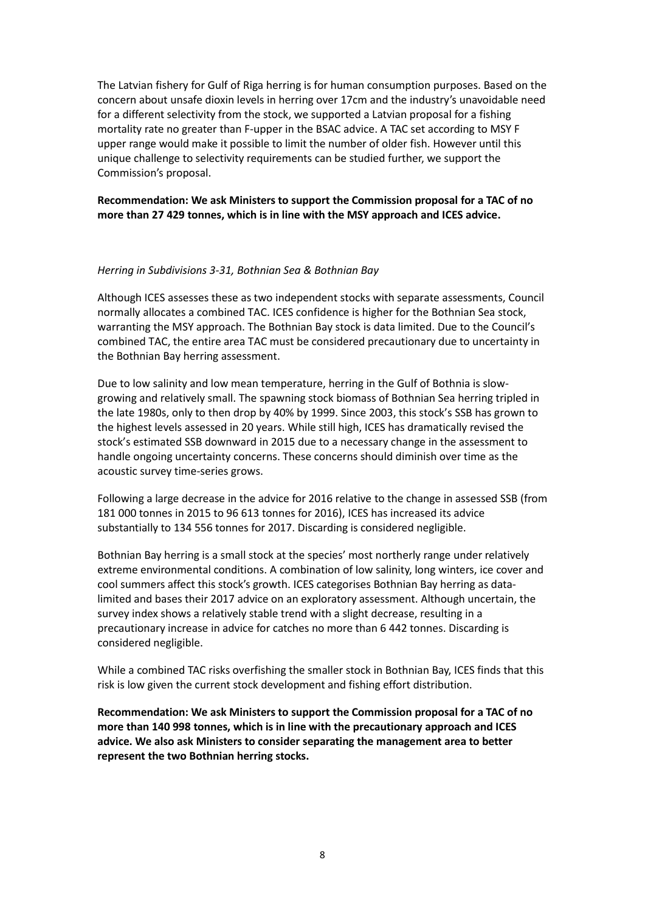The Latvian fishery for Gulf of Riga herring is for human consumption purposes. Based on the concern about unsafe dioxin levels in herring over 17cm and the industry's unavoidable need for a different selectivity from the stock, we supported a Latvian proposal for a fishing mortality rate no greater than F-upper in the BSAC advice. A TAC set according to MSY F upper range would make it possible to limit the number of older fish. However until this unique challenge to selectivity requirements can be studied further, we support the Commission's proposal.

**Recommendation: We ask Ministers to support the Commission proposal for a TAC of no more than 27 429 tonnes, which is in line with the MSY approach and ICES advice.**

*Herring in Subdivisions 3-31, Bothnian Sea & Bothnian Bay*

Although ICES assesses these as two independent stocks with separate assessments, Council normally allocates a combined TAC. ICES confidence is higher for the Bothnian Sea stock, warranting the MSY approach. The Bothnian Bay stock is data limited. Due to the Council's combined TAC, the entire area TAC must be considered precautionary due to uncertainty in the Bothnian Bay herring assessment.

Due to low salinity and low mean temperature, herring in the Gulf of Bothnia is slow-growing and relatively small. The spawning stock biomass of Bothnian Sea herring tripled in the late 1980s, only to then drop by 40% by 1999. Since 2003, this stock's SSB has grown to the highest levels assessed in 20 years. While still high, ICES has dramatically revised the stock's estimated SSB downward in 2015 due to a necessary change in the assessment to handle ongoing uncertainty concerns. These concerns should diminish over time as the acoustic survey time-series grows.

Following a large decrease in the advice for 2016 relative to the change in assessed SSB (from 181 000 tonnes in 2015 to 96 613 tonnes for 2016), ICES has increased its advice substantially to 134 556 tonnes for 2017. Discarding is considered negligible.

Bothnian Bay herring is a small stock at the species' most northerly range under relatively extreme environmental conditions. A combination of low salinity, long winters, ice cover and cool summers affect this stock's growth. ICES categorises Bothnian Bay herring as data-limited and bases their 2017 advice on an exploratory assessment. Although uncertain, the survey index shows a relatively stable trend with a slight decrease, resulting in a precautionary increase in advice for catches no more than 6 442 tonnes. Discarding is considered negligible.

While a combined TAC risks overfishing the smaller stock in Bothnian Bay, ICES finds that this risk is low given the current stock development and fishing effort distribution.

**Recommendation: We ask Ministers to support the Commission proposal for a TAC of no more than 140 998 tonnes, which is in line with the precautionary approach and ICES advice. We also ask Ministers to consider separating the management area to better represent the two Bothnian herring stocks.**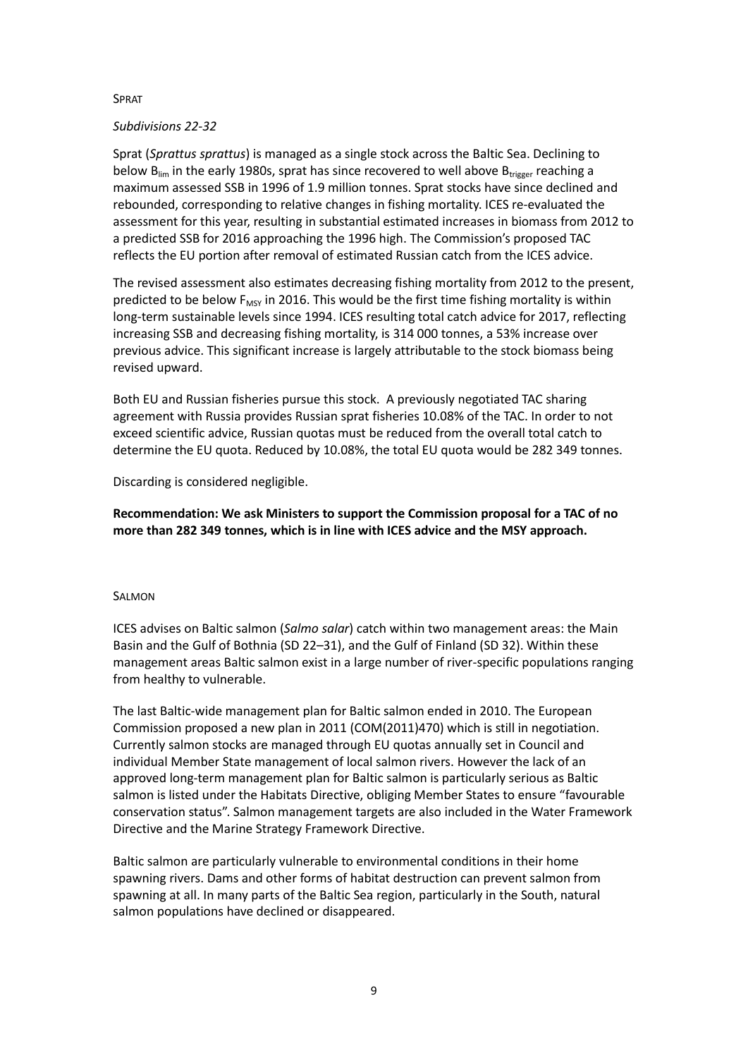## SPRAT

### *Subdivisions 22-32*

Sprat (*Sprattus sprattus*) is managed as a single stock across the Baltic Sea. Declining to below $B_{lim}$ in the early 1980s, sprat has since recovered to well above $B_{trigger}$ reaching a maximum assessed SSB in 1996 of 1.9 million tonnes. Sprat stocks have since declined and rebounded, corresponding to relative changes in fishing mortality. ICES re-evaluated the assessment for this year, resulting in substantial estimated increases in biomass from 2012 to a predicted SSB for 2016 approaching the 1996 high. The Commission's proposed TAC reflects the EU portion after removal of estimated Russian catch from the ICES advice.

The revised assessment also estimates decreasing fishing mortality from 2012 to the present, predicted to be below $F_{MSY}$ in 2016. This would be the first time fishing mortality is within long-term sustainable levels since 1994. ICES resulting total catch advice for 2017, reflecting increasing SSB and decreasing fishing mortality, is 314 000 tonnes, a 53% increase over previous advice. This significant increase is largely attributable to the stock biomass being revised upward.

Both EU and Russian fisheries pursue this stock. A previously negotiated TAC sharing agreement with Russia provides Russian sprat fisheries 10.08% of the TAC. In order to not exceed scientific advice, Russian quotas must be reduced from the overall total catch to determine the EU quota. Reduced by 10.08%, the total EU quota would be 282 349 tonnes.

Discarding is considered negligible.

**Recommendation: We ask Ministers to support the Commission proposal for a TAC of no more than 282 349 tonnes, which is in line with ICES advice and the MSY approach.**

## SALMON

ICES advises on Baltic salmon (*Salmo salar*) catch within two management areas: the Main Basin and the Gulf of Bothnia (SD 22–31), and the Gulf of Finland (SD 32). Within these management areas Baltic salmon exist in a large number of river-specific populations ranging from healthy to vulnerable.

The last Baltic-wide management plan for Baltic salmon ended in 2010. The European Commission proposed a new plan in 2011 (COM(2011)470) which is still in negotiation. Currently salmon stocks are managed through EU quotas annually set in Council and individual Member State management of local salmon rivers. However the lack of an approved long-term management plan for Baltic salmon is particularly serious as Baltic salmon is listed under the Habitats Directive, obliging Member States to ensure "favourable conservation status". Salmon management targets are also included in the Water Framework Directive and the Marine Strategy Framework Directive.

Baltic salmon are particularly vulnerable to environmental conditions in their home spawning rivers. Dams and other forms of habitat destruction can prevent salmon from spawning at all. In many parts of the Baltic Sea region, particularly in the South, natural salmon populations have declined or disappeared.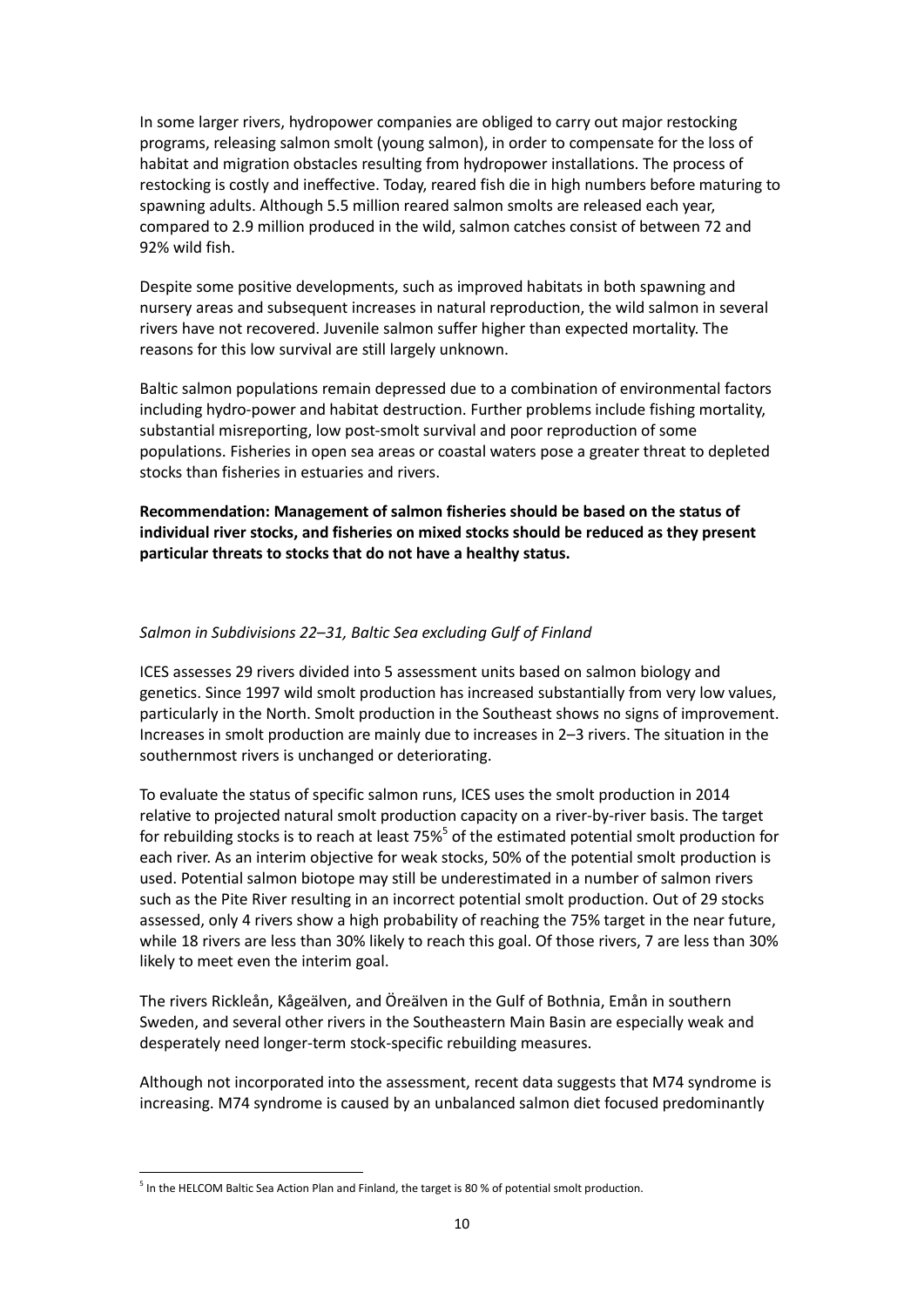In some larger rivers, hydropower companies are obliged to carry out major restocking programs, releasing salmon smolt (young salmon), in order to compensate for the loss of habitat and migration obstacles resulting from hydropower installations. The process of restocking is costly and ineffective. Today, reared fish die in high numbers before maturing to spawning adults. Although 5.5 million reared salmon smolts are released each year, compared to 2.9 million produced in the wild, salmon catches consist of between 72 and 92% wild fish.

Despite some positive developments, such as improved habitats in both spawning and nursery areas and subsequent increases in natural reproduction, the wild salmon in several rivers have not recovered. Juvenile salmon suffer higher than expected mortality. The reasons for this low survival are still largely unknown.

Baltic salmon populations remain depressed due to a combination of environmental factors including hydro-power and habitat destruction. Further problems include fishing mortality, substantial misreporting, low post-smolt survival and poor reproduction of some populations. Fisheries in open sea areas or coastal waters pose a greater threat to depleted stocks than fisheries in estuaries and rivers.

**Recommendation: Management of salmon fisheries should be based on the status of individual river stocks, and fisheries on mixed stocks should be reduced as they present particular threats to stocks that do not have a healthy status.**

*Salmon in Subdivisions 22–31, Baltic Sea excluding Gulf of Finland*

ICES assesses 29 rivers divided into 5 assessment units based on salmon biology and genetics. Since 1997 wild smolt production has increased substantially from very low values, particularly in the North. Smolt production in the Southeast shows no signs of improvement. Increases in smolt production are mainly due to increases in 2–3 rivers. The situation in the southernmost rivers is unchanged or deteriorating.

To evaluate the status of specific salmon runs, ICES uses the smolt production in 2014 relative to projected natural smolt production capacity on a river-by-river basis. The target for rebuilding stocks is to reach at least 75%[5] of the estimated potential smolt production for each river. As an interim objective for weak stocks, 50% of the potential smolt production is used. Potential salmon biotope may still be underestimated in a number of salmon rivers such as the Pite River resulting in an incorrect potential smolt production. Out of 29 stocks assessed, only 4 rivers show a high probability of reaching the 75% target in the near future, while 18 rivers are less than 30% likely to reach this goal. Of those rivers, 7 are less than 30% likely to meet even the interim goal.

The rivers Rickleån, Kågeälven, and Öreälven in the Gulf of Bothnia, Emån in southern Sweden, and several other rivers in the Southeastern Main Basin are especially weak and desperately need longer-term stock-specific rebuilding measures.

Although not incorporated into the assessment, recent data suggests that M74 syndrome is increasing. M74 syndrome is caused by an unbalanced salmon diet focused predominantly

[5] In the HELCOM Baltic Sea Action Plan and Finland, the target is 80 % of potential smolt production.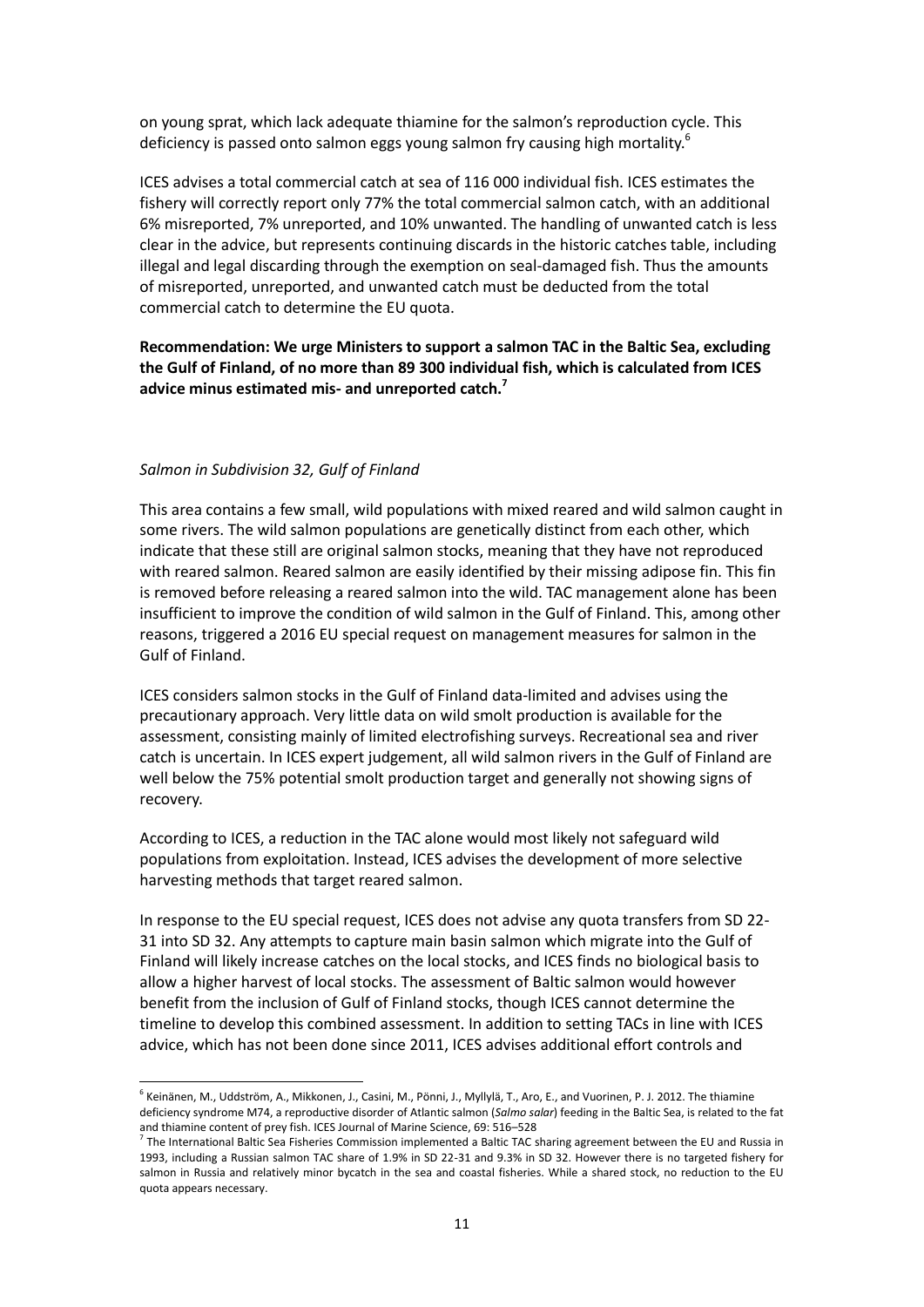on young sprat, which lack adequate thiamine for the salmon's reproduction cycle. This deficiency is passed onto salmon eggs young salmon fry causing high mortality.[6]

ICES advises a total commercial catch at sea of 116 000 individual fish. ICES estimates the fishery will correctly report only 77% the total commercial salmon catch, with an additional 6% misreported, 7% unreported, and 10% unwanted. The handling of unwanted catch is less clear in the advice, but represents continuing discards in the historic catches table, including illegal and legal discarding through the exemption on seal-damaged fish. Thus the amounts of misreported, unreported, and unwanted catch must be deducted from the total commercial catch to determine the EU quota.

**Recommendation: We urge Ministers to support a salmon TAC in the Baltic Sea, excluding the Gulf of Finland, of no more than 89 300 individual fish, which is calculated from ICES advice minus estimated mis- and unreported catch.[7]**

*Salmon in Subdivision 32, Gulf of Finland*

This area contains a few small, wild populations with mixed reared and wild salmon caught in some rivers. The wild salmon populations are genetically distinct from each other, which indicate that these still are original salmon stocks, meaning that they have not reproduced with reared salmon. Reared salmon are easily identified by their missing adipose fin. This fin is removed before releasing a reared salmon into the wild. TAC management alone has been insufficient to improve the condition of wild salmon in the Gulf of Finland. This, among other reasons, triggered a 2016 EU special request on management measures for salmon in the Gulf of Finland.

ICES considers salmon stocks in the Gulf of Finland data-limited and advises using the precautionary approach. Very little data on wild smolt production is available for the assessment, consisting mainly of limited electrofishing surveys. Recreational sea and river catch is uncertain. In ICES expert judgement, all wild salmon rivers in the Gulf of Finland are well below the 75% potential smolt production target and generally not showing signs of recovery.

According to ICES, a reduction in the TAC alone would most likely not safeguard wild populations from exploitation. Instead, ICES advises the development of more selective harvesting methods that target reared salmon.

In response to the EU special request, ICES does not advise any quota transfers from SD 22-31 into SD 32. Any attempts to capture main basin salmon which migrate into the Gulf of Finland will likely increase catches on the local stocks, and ICES finds no biological basis to allow a higher harvest of local stocks. The assessment of Baltic salmon would however benefit from the inclusion of Gulf of Finland stocks, though ICES cannot determine the timeline to develop this combined assessment. In addition to setting TACs in line with ICES advice, which has not been done since 2011, ICES advises additional effort controls and

---

[6] Keinänen, M., Uddström, A., Mikkonen, J., Casini, M., Pönni, J., Myllylä, T., Aro, E., and Vuorinen, P. J. 2012. The thiamine deficiency syndrome M74, a reproductive disorder of Atlantic salmon (*Salmo salar*) feeding in the Baltic Sea, is related to the fat and thiamine content of prey fish. ICES Journal of Marine Science, 69: 516–528

[7] The International Baltic Sea Fisheries Commission implemented a Baltic TAC sharing agreement between the EU and Russia in 1993, including a Russian salmon TAC share of 1.9% in SD 22-31 and 9.3% in SD 32. However there is no targeted fishery for salmon in Russia and relatively minor bycatch in the sea and coastal fisheries. While a shared stock, no reduction to the EU quota appears necessary.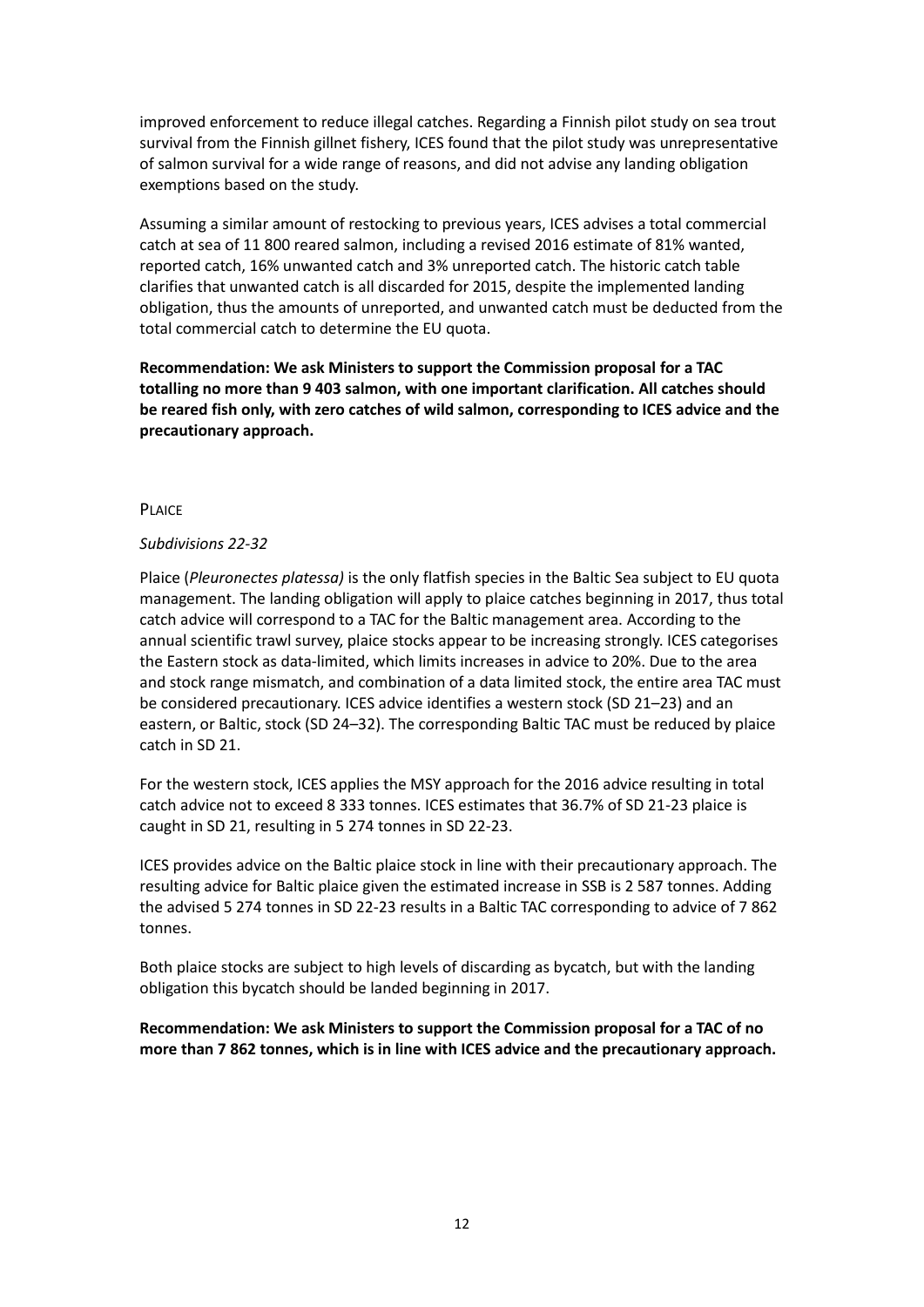improved enforcement to reduce illegal catches. Regarding a Finnish pilot study on sea trout survival from the Finnish gillnet fishery, ICES found that the pilot study was unrepresentative of salmon survival for a wide range of reasons, and did not advise any landing obligation exemptions based on the study.

Assuming a similar amount of restocking to previous years, ICES advises a total commercial catch at sea of 11 800 reared salmon, including a revised 2016 estimate of 81% wanted, reported catch, 16% unwanted catch and 3% unreported catch. The historic catch table clarifies that unwanted catch is all discarded for 2015, despite the implemented landing obligation, thus the amounts of unreported, and unwanted catch must be deducted from the total commercial catch to determine the EU quota.

**Recommendation: We ask Ministers to support the Commission proposal for a TAC totalling no more than 9 403 salmon, with one important clarification. All catches should be reared fish only, with zero catches of wild salmon, corresponding to ICES advice and the precautionary approach.**

## Plaice

*Subdivisions 22-32*

Plaice (*Pleuronectes platessa)* is the only flatfish species in the Baltic Sea subject to EU quota management. The landing obligation will apply to plaice catches beginning in 2017, thus total catch advice will correspond to a TAC for the Baltic management area. According to the annual scientific trawl survey, plaice stocks appear to be increasing strongly. ICES categorises the Eastern stock as data-limited, which limits increases in advice to 20%. Due to the area and stock range mismatch, and combination of a data limited stock, the entire area TAC must be considered precautionary. ICES advice identifies a western stock (SD 21–23) and an eastern, or Baltic, stock (SD 24–32). The corresponding Baltic TAC must be reduced by plaice catch in SD 21.

For the western stock, ICES applies the MSY approach for the 2016 advice resulting in total catch advice not to exceed 8 333 tonnes. ICES estimates that 36.7% of SD 21-23 plaice is caught in SD 21, resulting in 5 274 tonnes in SD 22-23.

ICES provides advice on the Baltic plaice stock in line with their precautionary approach. The resulting advice for Baltic plaice given the estimated increase in SSB is 2 587 tonnes. Adding the advised 5 274 tonnes in SD 22-23 results in a Baltic TAC corresponding to advice of 7 862 tonnes.

Both plaice stocks are subject to high levels of discarding as bycatch, but with the landing obligation this bycatch should be landed beginning in 2017.

**Recommendation: We ask Ministers to support the Commission proposal for a TAC of no more than 7 862 tonnes, which is in line with ICES advice and the precautionary approach.**